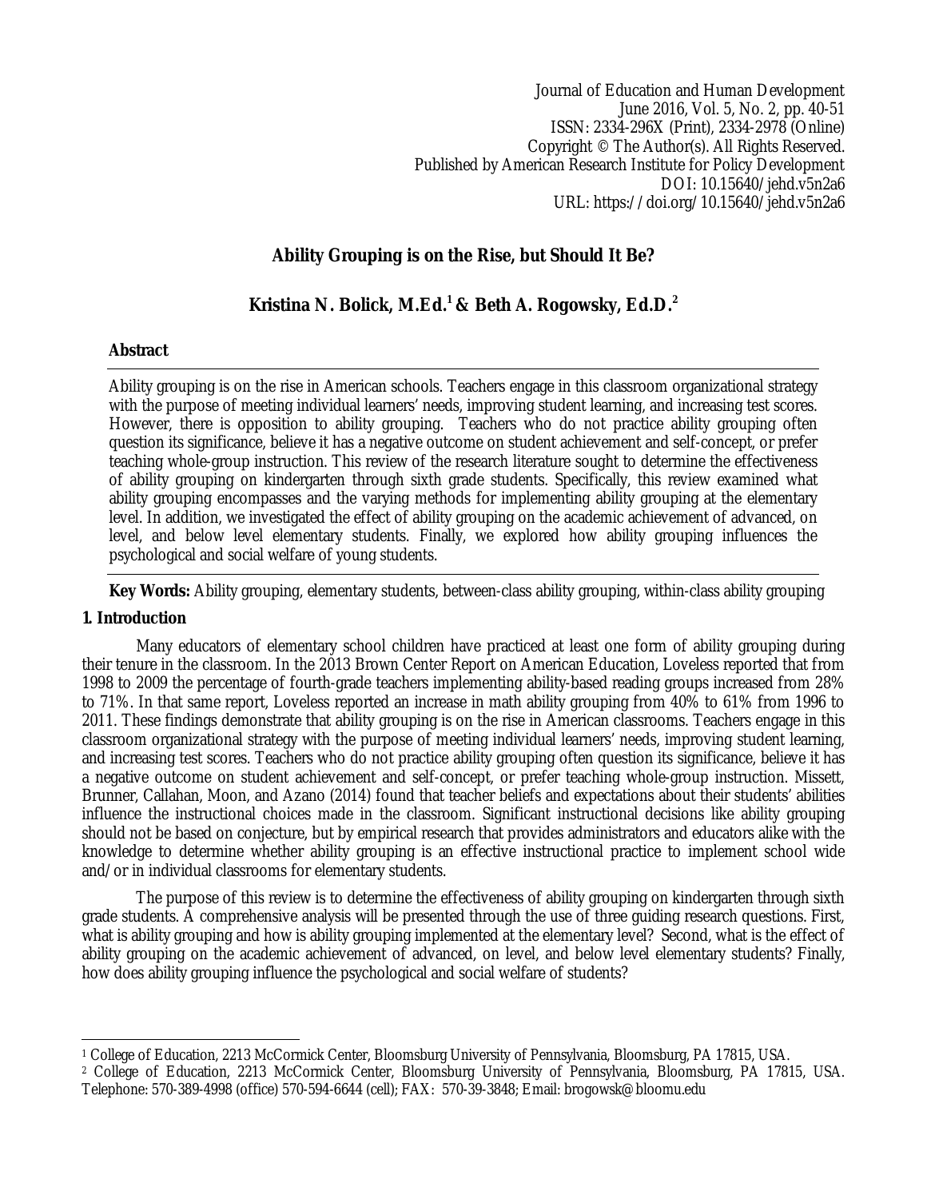Journal of Education and Human Development
June 2016, Vol. 5, No. 2, pp. 40-51
ISSN: 2334-296X (Print), 2334-2978 (Online)
Copyright © The Author(s). All Rights Reserved.
Published by American Research Institute for Policy Development
DOI: 10.15640/jehd.v5n2a6
URL: https://doi.org/10.15640/jehd.v5n2a6

# Ability Grouping is on the Rise, but Should It Be?

**Kristina N. Bolick, M.Ed.[1] & Beth A. Rogowsky, Ed.D.[2]**

## Abstract

Ability grouping is on the rise in American schools. Teachers engage in this classroom organizational strategy with the purpose of meeting individual learners' needs, improving student learning, and increasing test scores. However, there is opposition to ability grouping. Teachers who do not practice ability grouping often question its significance, believe it has a negative outcome on student achievement and self-concept, or prefer teaching whole-group instruction. This review of the research literature sought to determine the effectiveness of ability grouping on kindergarten through sixth grade students. Specifically, this review examined what ability grouping encompasses and the varying methods for implementing ability grouping at the elementary level. In addition, we investigated the effect of ability grouping on the academic achievement of advanced, on level, and below level elementary students. Finally, we explored how ability grouping influences the psychological and social welfare of young students.

**Key Words:** Ability grouping, elementary students, between-class ability grouping, within-class ability grouping

## 1. Introduction

Many educators of elementary school children have practiced at least one form of ability grouping during their tenure in the classroom. In the 2013 Brown Center Report on American Education, Loveless reported that from 1998 to 2009 the percentage of fourth-grade teachers implementing ability-based reading groups increased from 28% to 71%. In that same report, Loveless reported an increase in math ability grouping from 40% to 61% from 1996 to 2011. These findings demonstrate that ability grouping is on the rise in American classrooms. Teachers engage in this classroom organizational strategy with the purpose of meeting individual learners' needs, improving student learning, and increasing test scores. Teachers who do not practice ability grouping often question its significance, believe it has a negative outcome on student achievement and self-concept, or prefer teaching whole-group instruction. Missett, Brunner, Callahan, Moon, and Azano (2014) found that teacher beliefs and expectations about their students' abilities influence the instructional choices made in the classroom. Significant instructional decisions like ability grouping should not be based on conjecture, but by empirical research that provides administrators and educators alike with the knowledge to determine whether ability grouping is an effective instructional practice to implement school wide and/or in individual classrooms for elementary students.

The purpose of this review is to determine the effectiveness of ability grouping on kindergarten through sixth grade students. A comprehensive analysis will be presented through the use of three guiding research questions. First, what is ability grouping and how is ability grouping implemented at the elementary level? Second, what is the effect of ability grouping on the academic achievement of advanced, on level, and below level elementary students? Finally, how does ability grouping influence the psychological and social welfare of students?

---

[1] College of Education, 2213 McCormick Center, Bloomsburg University of Pennsylvania, Bloomsburg, PA 17815, USA.

[2] College of Education, 2213 McCormick Center, Bloomsburg University of Pennsylvania, Bloomsburg, PA 17815, USA. Telephone: 570-389-4998 (office) 570-594-6644 (cell); FAX: 570-39-3848; Email: brogowsk@bloomu.edu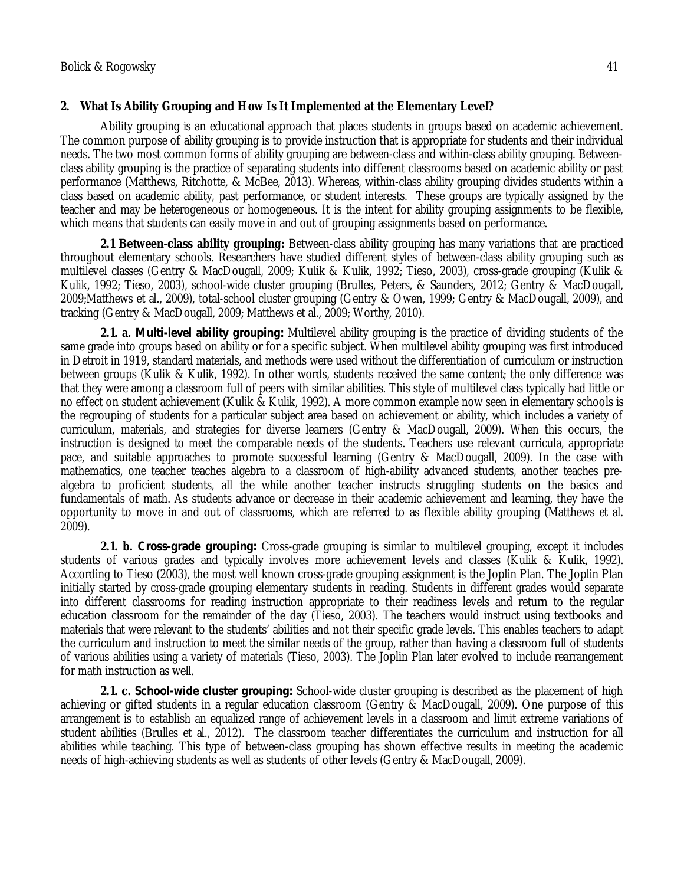## 2. What Is Ability Grouping and How Is It Implemented at the Elementary Level?

Ability grouping is an educational approach that places students in groups based on academic achievement. The common purpose of ability grouping is to provide instruction that is appropriate for students and their individual needs. The two most common forms of ability grouping are between-class and within-class ability grouping. Between-class ability grouping is the practice of separating students into different classrooms based on academic ability or past performance (Matthews, Ritchotte, & McBee, 2013). Whereas, within-class ability grouping divides students within a class based on academic ability, past performance, or student interests. These groups are typically assigned by the teacher and may be heterogeneous or homogeneous. It is the intent for ability grouping assignments to be flexible, which means that students can easily move in and out of grouping assignments based on performance.

**2.1 Between-class ability grouping:** Between-class ability grouping has many variations that are practiced throughout elementary schools. Researchers have studied different styles of between-class ability grouping such as multilevel classes (Gentry & MacDougall, 2009; Kulik & Kulik, 1992; Tieso, 2003), cross-grade grouping (Kulik & Kulik, 1992; Tieso, 2003), school-wide cluster grouping (Brulles, Peters, & Saunders, 2012; Gentry & MacDougall, 2009;Matthews et al., 2009), total-school cluster grouping (Gentry & Owen, 1999; Gentry & MacDougall, 2009), and tracking (Gentry & MacDougall, 2009; Matthews et al., 2009; Worthy, 2010).

**2.1. a. Multi-level ability grouping:** Multilevel ability grouping is the practice of dividing students of the same grade into groups based on ability or for a specific subject. When multilevel ability grouping was first introduced in Detroit in 1919, standard materials, and methods were used without the differentiation of curriculum or instruction between groups (Kulik & Kulik, 1992). In other words, students received the same content; the only difference was that they were among a classroom full of peers with similar abilities. This style of multilevel class typically had little or no effect on student achievement (Kulik & Kulik, 1992). A more common example now seen in elementary schools is the regrouping of students for a particular subject area based on achievement or ability, which includes a variety of curriculum, materials, and strategies for diverse learners (Gentry & MacDougall, 2009). When this occurs, the instruction is designed to meet the comparable needs of the students. Teachers use relevant curricula, appropriate pace, and suitable approaches to promote successful learning (Gentry & MacDougall, 2009). In the case with mathematics, one teacher teaches algebra to a classroom of high-ability advanced students, another teaches pre-algebra to proficient students, all the while another teacher instructs struggling students on the basics and fundamentals of math. As students advance or decrease in their academic achievement and learning, they have the opportunity to move in and out of classrooms, which are referred to as flexible ability grouping (Matthews et al. 2009).

**2.1. b. Cross-grade grouping:** Cross-grade grouping is similar to multilevel grouping, except it includes students of various grades and typically involves more achievement levels and classes (Kulik & Kulik, 1992). According to Tieso (2003), the most well known cross-grade grouping assignment is the Joplin Plan. The Joplin Plan initially started by cross-grade grouping elementary students in reading. Students in different grades would separate into different classrooms for reading instruction appropriate to their readiness levels and return to the regular education classroom for the remainder of the day (Tieso, 2003). The teachers would instruct using textbooks and materials that were relevant to the students' abilities and not their specific grade levels. This enables teachers to adapt the curriculum and instruction to meet the similar needs of the group, rather than having a classroom full of students of various abilities using a variety of materials (Tieso, 2003). The Joplin Plan later evolved to include rearrangement for math instruction as well.

**2.1. c. School-wide cluster grouping:** School-wide cluster grouping is described as the placement of high achieving or gifted students in a regular education classroom (Gentry & MacDougall, 2009). One purpose of this arrangement is to establish an equalized range of achievement levels in a classroom and limit extreme variations of student abilities (Brulles et al., 2012). The classroom teacher differentiates the curriculum and instruction for all abilities while teaching. This type of between-class grouping has shown effective results in meeting the academic needs of high-achieving students as well as students of other levels (Gentry & MacDougall, 2009).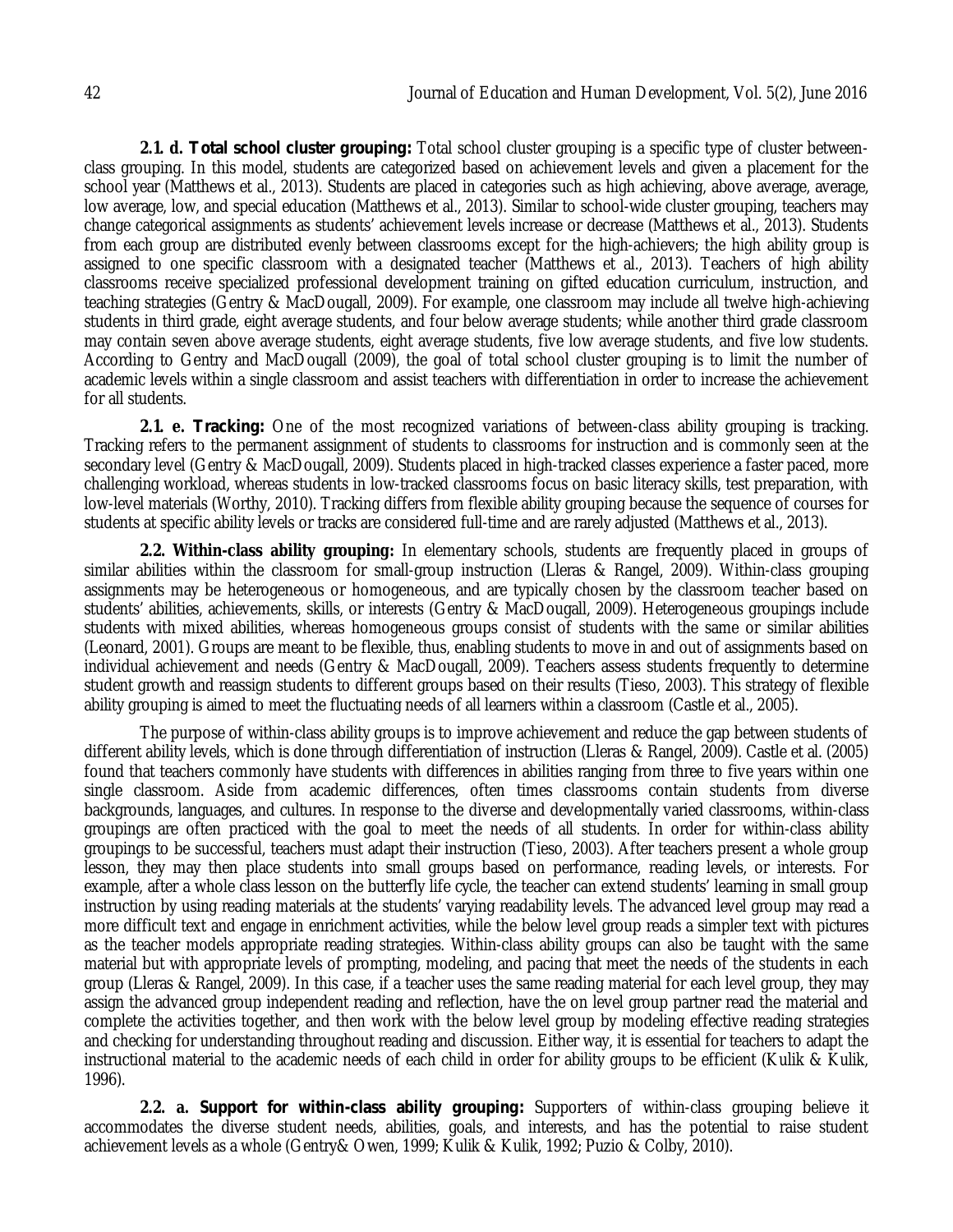**2.1. d. Total school cluster grouping:** Total school cluster grouping is a specific type of cluster between-class grouping. In this model, students are categorized based on achievement levels and given a placement for the school year (Matthews et al., 2013). Students are placed in categories such as high achieving, above average, average, low average, low, and special education (Matthews et al., 2013). Similar to school-wide cluster grouping, teachers may change categorical assignments as students' achievement levels increase or decrease (Matthews et al., 2013). Students from each group are distributed evenly between classrooms except for the high-achievers; the high ability group is assigned to one specific classroom with a designated teacher (Matthews et al., 2013). Teachers of high ability classrooms receive specialized professional development training on gifted education curriculum, instruction, and teaching strategies (Gentry & MacDougall, 2009). For example, one classroom may include all twelve high-achieving students in third grade, eight average students, and four below average students; while another third grade classroom may contain seven above average students, eight average students, five low average students, and five low students. According to Gentry and MacDougall (2009), the goal of total school cluster grouping is to limit the number of academic levels within a single classroom and assist teachers with differentiation in order to increase the achievement for all students.

**2.1. e. Tracking:** One of the most recognized variations of between-class ability grouping is tracking. Tracking refers to the permanent assignment of students to classrooms for instruction and is commonly seen at the secondary level (Gentry & MacDougall, 2009). Students placed in high-tracked classes experience a faster paced, more challenging workload, whereas students in low-tracked classrooms focus on basic literacy skills, test preparation, with low-level materials (Worthy, 2010). Tracking differs from flexible ability grouping because the sequence of courses for students at specific ability levels or tracks are considered full-time and are rarely adjusted (Matthews et al., 2013).

**2.2. Within-class ability grouping:** In elementary schools, students are frequently placed in groups of similar abilities within the classroom for small-group instruction (Lleras & Rangel, 2009). Within-class grouping assignments may be heterogeneous or homogeneous, and are typically chosen by the classroom teacher based on students' abilities, achievements, skills, or interests (Gentry & MacDougall, 2009). Heterogeneous groupings include students with mixed abilities, whereas homogeneous groups consist of students with the same or similar abilities (Leonard, 2001). Groups are meant to be flexible, thus, enabling students to move in and out of assignments based on individual achievement and needs (Gentry & MacDougall, 2009). Teachers assess students frequently to determine student growth and reassign students to different groups based on their results (Tieso, 2003). This strategy of flexible ability grouping is aimed to meet the fluctuating needs of all learners within a classroom (Castle et al., 2005).

The purpose of within-class ability groups is to improve achievement and reduce the gap between students of different ability levels, which is done through differentiation of instruction (Lleras & Rangel, 2009). Castle et al. (2005) found that teachers commonly have students with differences in abilities ranging from three to five years within one single classroom. Aside from academic differences, often times classrooms contain students from diverse backgrounds, languages, and cultures. In response to the diverse and developmentally varied classrooms, within-class groupings are often practiced with the goal to meet the needs of all students. In order for within-class ability groupings to be successful, teachers must adapt their instruction (Tieso, 2003). After teachers present a whole group lesson, they may then place students into small groups based on performance, reading levels, or interests. For example, after a whole class lesson on the butterfly life cycle, the teacher can extend students' learning in small group instruction by using reading materials at the students' varying readability levels. The advanced level group may read a more difficult text and engage in enrichment activities, while the below level group reads a simpler text with pictures as the teacher models appropriate reading strategies. Within-class ability groups can also be taught with the same material but with appropriate levels of prompting, modeling, and pacing that meet the needs of the students in each group (Lleras & Rangel, 2009). In this case, if a teacher uses the same reading material for each level group, they may assign the advanced group independent reading and reflection, have the on level group partner read the material and complete the activities together, and then work with the below level group by modeling effective reading strategies and checking for understanding throughout reading and discussion. Either way, it is essential for teachers to adapt the instructional material to the academic needs of each child in order for ability groups to be efficient (Kulik & Kulik, 1996).

**2.2. a. Support for within-class ability grouping:** Supporters of within-class grouping believe it accommodates the diverse student needs, abilities, goals, and interests, and has the potential to raise student achievement levels as a whole (Gentry& Owen, 1999; Kulik & Kulik, 1992; Puzio & Colby, 2010).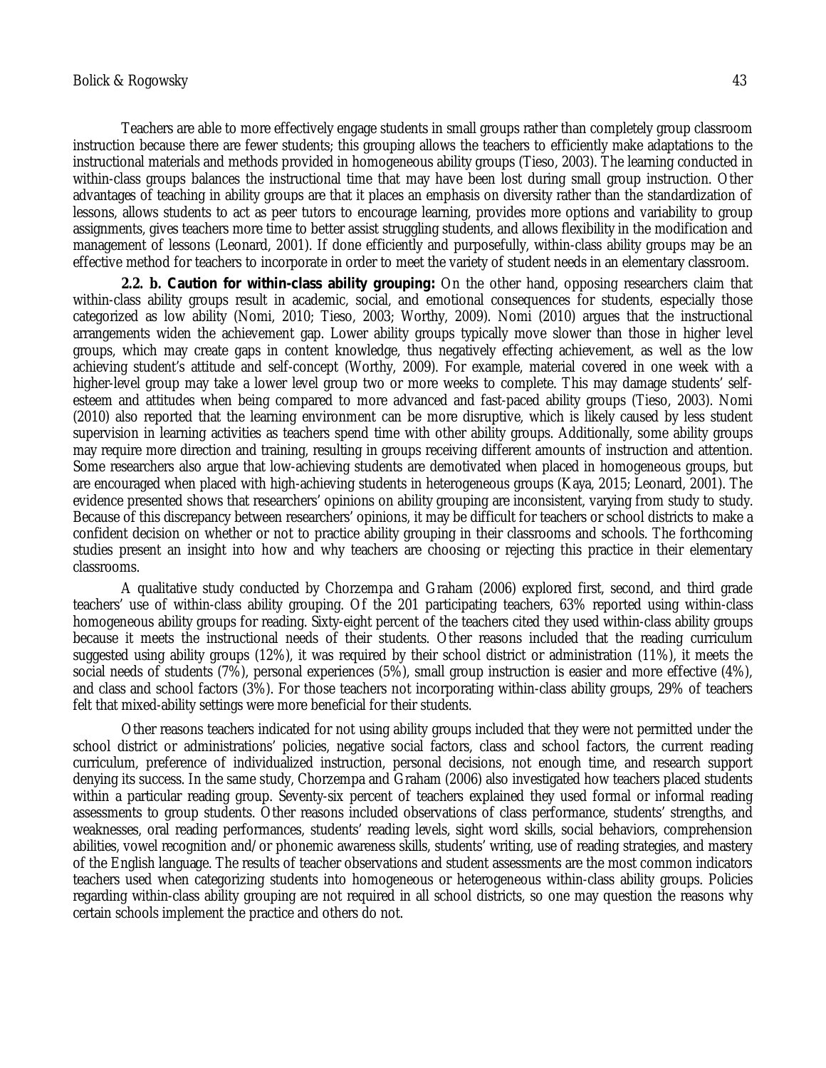Teachers are able to more effectively engage students in small groups rather than completely group classroom instruction because there are fewer students; this grouping allows the teachers to efficiently make adaptations to the instructional materials and methods provided in homogeneous ability groups (Tieso, 2003). The learning conducted in within-class groups balances the instructional time that may have been lost during small group instruction. Other advantages of teaching in ability groups are that it places an emphasis on diversity rather than the standardization of lessons, allows students to act as peer tutors to encourage learning, provides more options and variability to group assignments, gives teachers more time to better assist struggling students, and allows flexibility in the modification and management of lessons (Leonard, 2001). If done efficiently and purposefully, within-class ability groups may be an effective method for teachers to incorporate in order to meet the variety of student needs in an elementary classroom.

**2.2. b. Caution for within-class ability grouping:** On the other hand, opposing researchers claim that within-class ability groups result in academic, social, and emotional consequences for students, especially those categorized as low ability (Nomi, 2010; Tieso, 2003; Worthy, 2009). Nomi (2010) argues that the instructional arrangements widen the achievement gap. Lower ability groups typically move slower than those in higher level groups, which may create gaps in content knowledge, thus negatively effecting achievement, as well as the low achieving student's attitude and self-concept (Worthy, 2009). For example, material covered in one week with a higher-level group may take a lower level group two or more weeks to complete. This may damage students' self-esteem and attitudes when being compared to more advanced and fast-paced ability groups (Tieso, 2003). Nomi (2010) also reported that the learning environment can be more disruptive, which is likely caused by less student supervision in learning activities as teachers spend time with other ability groups. Additionally, some ability groups may require more direction and training, resulting in groups receiving different amounts of instruction and attention. Some researchers also argue that low-achieving students are demotivated when placed in homogeneous groups, but are encouraged when placed with high-achieving students in heterogeneous groups (Kaya, 2015; Leonard, 2001). The evidence presented shows that researchers' opinions on ability grouping are inconsistent, varying from study to study. Because of this discrepancy between researchers' opinions, it may be difficult for teachers or school districts to make a confident decision on whether or not to practice ability grouping in their classrooms and schools. The forthcoming studies present an insight into how and why teachers are choosing or rejecting this practice in their elementary classrooms.

A qualitative study conducted by Chorzempa and Graham (2006) explored first, second, and third grade teachers' use of within-class ability grouping. Of the 201 participating teachers, 63% reported using within-class homogeneous ability groups for reading. Sixty-eight percent of the teachers cited they used within-class ability groups because it meets the instructional needs of their students. Other reasons included that the reading curriculum suggested using ability groups (12%), it was required by their school district or administration (11%), it meets the social needs of students (7%), personal experiences (5%), small group instruction is easier and more effective (4%), and class and school factors (3%). For those teachers not incorporating within-class ability groups, 29% of teachers felt that mixed-ability settings were more beneficial for their students.

Other reasons teachers indicated for not using ability groups included that they were not permitted under the school district or administrations' policies, negative social factors, class and school factors, the current reading curriculum, preference of individualized instruction, personal decisions, not enough time, and research support denying its success. In the same study, Chorzempa and Graham (2006) also investigated how teachers placed students within a particular reading group. Seventy-six percent of teachers explained they used formal or informal reading assessments to group students. Other reasons included observations of class performance, students' strengths, and weaknesses, oral reading performances, students' reading levels, sight word skills, social behaviors, comprehension abilities, vowel recognition and/or phonemic awareness skills, students' writing, use of reading strategies, and mastery of the English language. The results of teacher observations and student assessments are the most common indicators teachers used when categorizing students into homogeneous or heterogeneous within-class ability groups. Policies regarding within-class ability grouping are not required in all school districts, so one may question the reasons why certain schools implement the practice and others do not.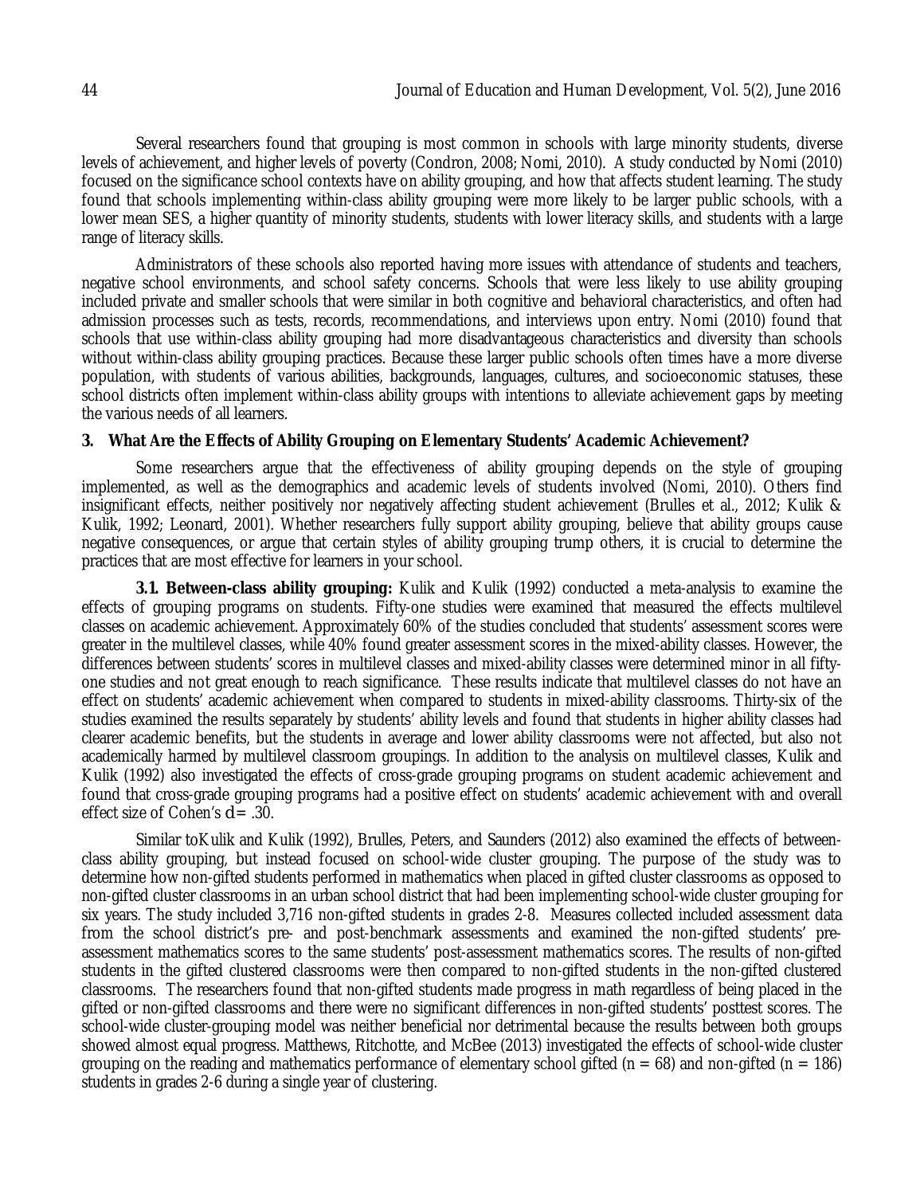Several researchers found that grouping is most common in schools with large minority students, diverse levels of achievement, and higher levels of poverty (Condron, 2008; Nomi, 2010). A study conducted by Nomi (2010) focused on the significance school contexts have on ability grouping, and how that affects student learning. The study found that schools implementing within-class ability grouping were more likely to be larger public schools, with a lower mean SES, a higher quantity of minority students, students with lower literacy skills, and students with a large range of literacy skills.

Administrators of these schools also reported having more issues with attendance of students and teachers, negative school environments, and school safety concerns. Schools that were less likely to use ability grouping included private and smaller schools that were similar in both cognitive and behavioral characteristics, and often had admission processes such as tests, records, recommendations, and interviews upon entry. Nomi (2010) found that schools that use within-class ability grouping had more disadvantageous characteristics and diversity than schools without within-class ability grouping practices. Because these larger public schools often times have a more diverse population, with students of various abilities, backgrounds, languages, cultures, and socioeconomic statuses, these school districts often implement within-class ability groups with intentions to alleviate achievement gaps by meeting the various needs of all learners.

## 3. What Are the Effects of Ability Grouping on Elementary Students' Academic Achievement?

Some researchers argue that the effectiveness of ability grouping depends on the style of grouping implemented, as well as the demographics and academic levels of students involved (Nomi, 2010). Others find insignificant effects, neither positively nor negatively affecting student achievement (Brulles et al., 2012; Kulik & Kulik, 1992; Leonard, 2001). Whether researchers fully support ability grouping, believe that ability groups cause negative consequences, or argue that certain styles of ability grouping trump others, it is crucial to determine the practices that are most effective for learners in your school.

**3.1. Between-class ability grouping:** Kulik and Kulik (1992) conducted a meta-analysis to examine the effects of grouping programs on students. Fifty-one studies were examined that measured the effects multilevel classes on academic achievement. Approximately 60% of the studies concluded that students' assessment scores were greater in the multilevel classes, while 40% found greater assessment scores in the mixed-ability classes. However, the differences between students' scores in multilevel classes and mixed-ability classes were determined minor in all fifty-one studies and not great enough to reach significance. These results indicate that multilevel classes do not have an effect on students' academic achievement when compared to students in mixed-ability classrooms. Thirty-six of the studies examined the results separately by students' ability levels and found that students in higher ability classes had clearer academic benefits, but the students in average and lower ability classrooms were not affected, but also not academically harmed by multilevel classroom groupings. In addition to the analysis on multilevel classes, Kulik and Kulik (1992) also investigated the effects of cross-grade grouping programs on student academic achievement and found that cross-grade grouping programs had a positive effect on students' academic achievement with and overall effect size of Cohen's $d = .30$.

Similar toKulik and Kulik (1992), Brulles, Peters, and Saunders (2012) also examined the effects of between-class ability grouping, but instead focused on school-wide cluster grouping. The purpose of the study was to determine how non-gifted students performed in mathematics when placed in gifted cluster classrooms as opposed to non-gifted cluster classrooms in an urban school district that had been implementing school-wide cluster grouping for six years. The study included 3,716 non-gifted students in grades 2-8. Measures collected included assessment data from the school district's pre- and post-benchmark assessments and examined the non-gifted students' pre-assessment mathematics scores to the same students' post-assessment mathematics scores. The results of non-gifted students in the gifted clustered classrooms were then compared to non-gifted students in the non-gifted clustered classrooms. The researchers found that non-gifted students made progress in math regardless of being placed in the gifted or non-gifted classrooms and there were no significant differences in non-gifted students' posttest scores. The school-wide cluster-grouping model was neither beneficial nor detrimental because the results between both groups showed almost equal progress. Matthews, Ritchotte, and McBee (2013) investigated the effects of school-wide cluster grouping on the reading and mathematics performance of elementary school gifted ($n = 68$) and non-gifted ($n = 186$) students in grades 2-6 during a single year of clustering.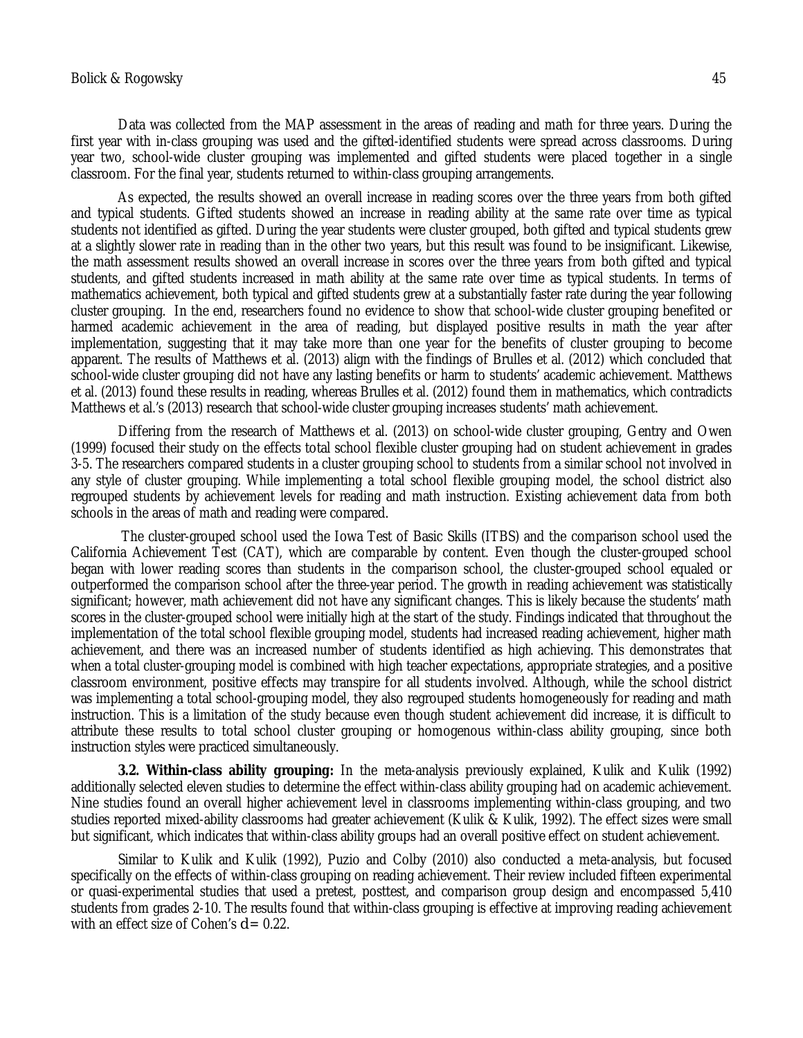Data was collected from the MAP assessment in the areas of reading and math for three years. During the first year with in-class grouping was used and the gifted-identified students were spread across classrooms. During year two, school-wide cluster grouping was implemented and gifted students were placed together in a single classroom. For the final year, students returned to within-class grouping arrangements.

As expected, the results showed an overall increase in reading scores over the three years from both gifted and typical students. Gifted students showed an increase in reading ability at the same rate over time as typical students not identified as gifted. During the year students were cluster grouped, both gifted and typical students grew at a slightly slower rate in reading than in the other two years, but this result was found to be insignificant. Likewise, the math assessment results showed an overall increase in scores over the three years from both gifted and typical students, and gifted students increased in math ability at the same rate over time as typical students. In terms of mathematics achievement, both typical and gifted students grew at a substantially faster rate during the year following cluster grouping. In the end, researchers found no evidence to show that school-wide cluster grouping benefited or harmed academic achievement in the area of reading, but displayed positive results in math the year after implementation, suggesting that it may take more than one year for the benefits of cluster grouping to become apparent. The results of Matthews et al. (2013) align with the findings of Brulles et al. (2012) which concluded that school-wide cluster grouping did not have any lasting benefits or harm to students' academic achievement. Matthews et al. (2013) found these results in reading, whereas Brulles et al. (2012) found them in mathematics, which contradicts Matthews et al.'s (2013) research that school-wide cluster grouping increases students' math achievement.

Differing from the research of Matthews et al. (2013) on school-wide cluster grouping, Gentry and Owen (1999) focused their study on the effects total school flexible cluster grouping had on student achievement in grades 3-5. The researchers compared students in a cluster grouping school to students from a similar school not involved in any style of cluster grouping. While implementing a total school flexible grouping model, the school district also regrouped students by achievement levels for reading and math instruction. Existing achievement data from both schools in the areas of math and reading were compared.

The cluster-grouped school used the Iowa Test of Basic Skills (ITBS) and the comparison school used the California Achievement Test (CAT), which are comparable by content. Even though the cluster-grouped school began with lower reading scores than students in the comparison school, the cluster-grouped school equaled or outperformed the comparison school after the three-year period. The growth in reading achievement was statistically significant; however, math achievement did not have any significant changes. This is likely because the students' math scores in the cluster-grouped school were initially high at the start of the study. Findings indicated that throughout the implementation of the total school flexible grouping model, students had increased reading achievement, higher math achievement, and there was an increased number of students identified as high achieving. This demonstrates that when a total cluster-grouping model is combined with high teacher expectations, appropriate strategies, and a positive classroom environment, positive effects may transpire for all students involved. Although, while the school district was implementing a total school-grouping model, they also regrouped students homogeneously for reading and math instruction. This is a limitation of the study because even though student achievement did increase, it is difficult to attribute these results to total school cluster grouping or homogenous within-class ability grouping, since both instruction styles were practiced simultaneously.

**3.2. Within-class ability grouping:** In the meta-analysis previously explained, Kulik and Kulik (1992) additionally selected eleven studies to determine the effect within-class ability grouping had on academic achievement. Nine studies found an overall higher achievement level in classrooms implementing within-class grouping, and two studies reported mixed-ability classrooms had greater achievement (Kulik & Kulik, 1992). The effect sizes were small but significant, which indicates that within-class ability groups had an overall positive effect on student achievement.

Similar to Kulik and Kulik (1992), Puzio and Colby (2010) also conducted a meta-analysis, but focused specifically on the effects of within-class grouping on reading achievement. Their review included fifteen experimental or quasi-experimental studies that used a pretest, posttest, and comparison group design and encompassed 5,410 students from grades 2-10. The results found that within-class grouping is effective at improving reading achievement with an effect size of Cohen's $d = 0.22$.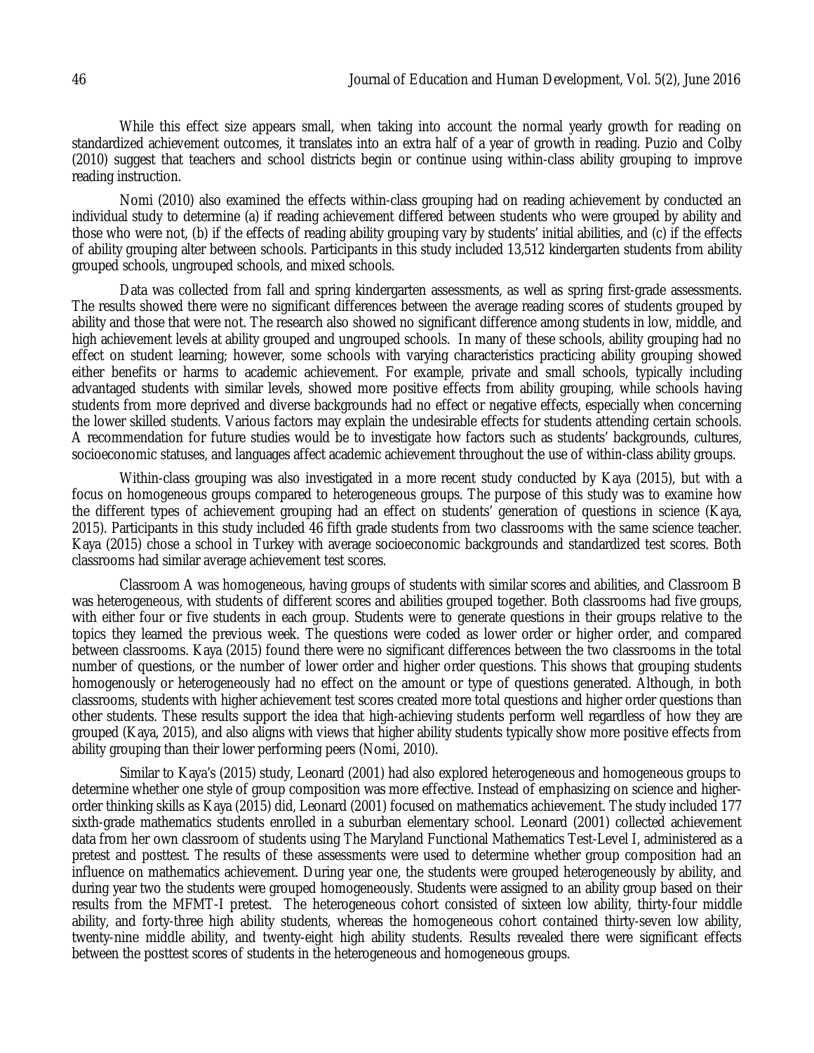While this effect size appears small, when taking into account the normal yearly growth for reading on standardized achievement outcomes, it translates into an extra half of a year of growth in reading. Puzio and Colby (2010) suggest that teachers and school districts begin or continue using within-class ability grouping to improve reading instruction.

Nomi (2010) also examined the effects within-class grouping had on reading achievement by conducted an individual study to determine (a) if reading achievement differed between students who were grouped by ability and those who were not, (b) if the effects of reading ability grouping vary by students' initial abilities, and (c) if the effects of ability grouping alter between schools. Participants in this study included 13,512 kindergarten students from ability grouped schools, ungrouped schools, and mixed schools.

Data was collected from fall and spring kindergarten assessments, as well as spring first-grade assessments. The results showed there were no significant differences between the average reading scores of students grouped by ability and those that were not. The research also showed no significant difference among students in low, middle, and high achievement levels at ability grouped and ungrouped schools. In many of these schools, ability grouping had no effect on student learning; however, some schools with varying characteristics practicing ability grouping showed either benefits or harms to academic achievement. For example, private and small schools, typically including advantaged students with similar levels, showed more positive effects from ability grouping, while schools having students from more deprived and diverse backgrounds had no effect or negative effects, especially when concerning the lower skilled students. Various factors may explain the undesirable effects for students attending certain schools. A recommendation for future studies would be to investigate how factors such as students' backgrounds, cultures, socioeconomic statuses, and languages affect academic achievement throughout the use of within-class ability groups.

Within-class grouping was also investigated in a more recent study conducted by Kaya (2015), but with a focus on homogeneous groups compared to heterogeneous groups. The purpose of this study was to examine how the different types of achievement grouping had an effect on students' generation of questions in science (Kaya, 2015). Participants in this study included 46 fifth grade students from two classrooms with the same science teacher. Kaya (2015) chose a school in Turkey with average socioeconomic backgrounds and standardized test scores. Both classrooms had similar average achievement test scores.

Classroom A was homogeneous, having groups of students with similar scores and abilities, and Classroom B was heterogeneous, with students of different scores and abilities grouped together. Both classrooms had five groups, with either four or five students in each group. Students were to generate questions in their groups relative to the topics they learned the previous week. The questions were coded as lower order or higher order, and compared between classrooms. Kaya (2015) found there were no significant differences between the two classrooms in the total number of questions, or the number of lower order and higher order questions. This shows that grouping students homogenously or heterogeneously had no effect on the amount or type of questions generated. Although, in both classrooms, students with higher achievement test scores created more total questions and higher order questions than other students. These results support the idea that high-achieving students perform well regardless of how they are grouped (Kaya, 2015), and also aligns with views that higher ability students typically show more positive effects from ability grouping than their lower performing peers (Nomi, 2010).

Similar to Kaya's (2015) study, Leonard (2001) had also explored heterogeneous and homogeneous groups to determine whether one style of group composition was more effective. Instead of emphasizing on science and higher-order thinking skills as Kaya (2015) did, Leonard (2001) focused on mathematics achievement. The study included 177 sixth-grade mathematics students enrolled in a suburban elementary school. Leonard (2001) collected achievement data from her own classroom of students using The Maryland Functional Mathematics Test-Level I, administered as a pretest and posttest. The results of these assessments were used to determine whether group composition had an influence on mathematics achievement. During year one, the students were grouped heterogeneously by ability, and during year two the students were grouped homogeneously. Students were assigned to an ability group based on their results from the MFMT-I pretest. The heterogeneous cohort consisted of sixteen low ability, thirty-four middle ability, and forty-three high ability students, whereas the homogeneous cohort contained thirty-seven low ability, twenty-nine middle ability, and twenty-eight high ability students. Results revealed there were significant effects between the posttest scores of students in the heterogeneous and homogeneous groups.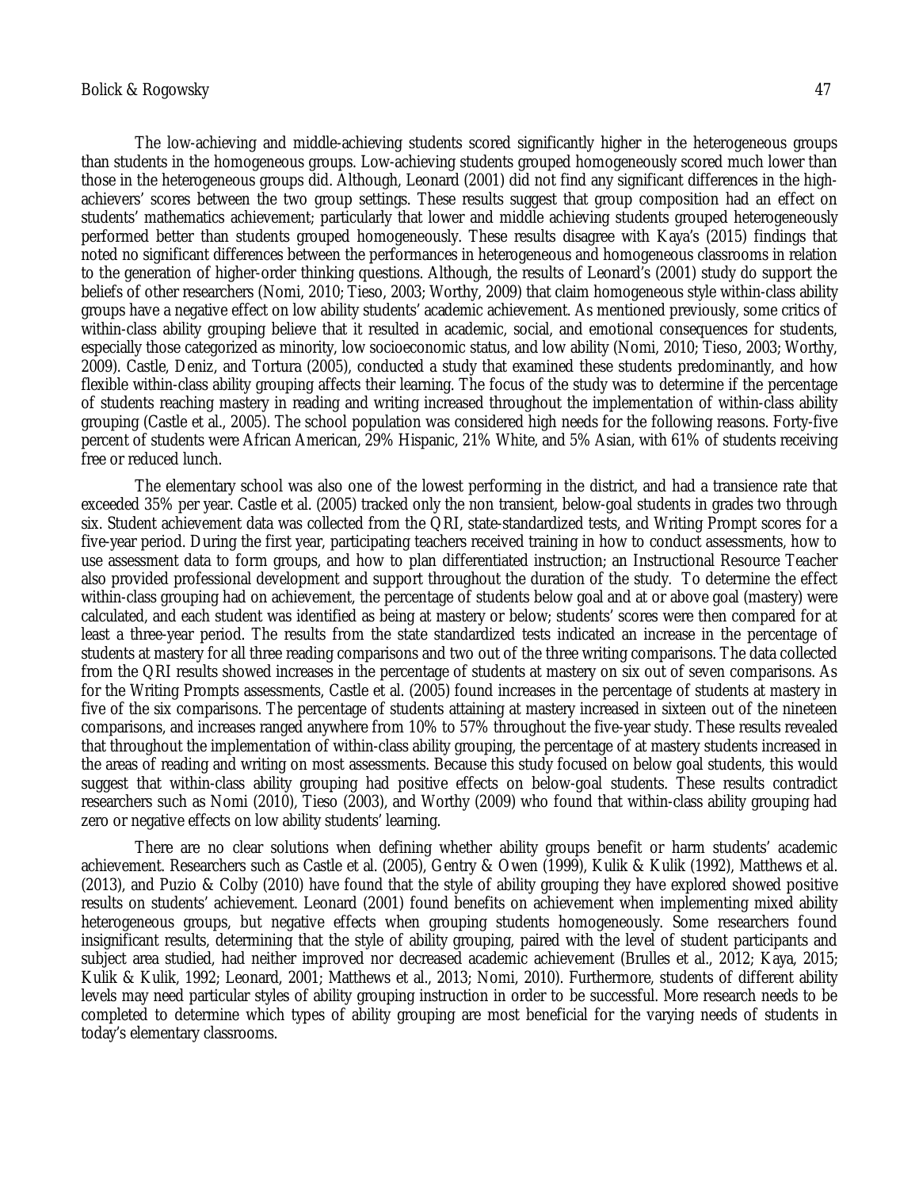The low-achieving and middle-achieving students scored significantly higher in the heterogeneous groups than students in the homogeneous groups. Low-achieving students grouped homogeneously scored much lower than those in the heterogeneous groups did. Although, Leonard (2001) did not find any significant differences in the high-achievers' scores between the two group settings. These results suggest that group composition had an effect on students' mathematics achievement; particularly that lower and middle achieving students grouped heterogeneously performed better than students grouped homogeneously. These results disagree with Kaya's (2015) findings that noted no significant differences between the performances in heterogeneous and homogeneous classrooms in relation to the generation of higher-order thinking questions. Although, the results of Leonard's (2001) study do support the beliefs of other researchers (Nomi, 2010; Tieso, 2003; Worthy, 2009) that claim homogeneous style within-class ability groups have a negative effect on low ability students' academic achievement. As mentioned previously, some critics of within-class ability grouping believe that it resulted in academic, social, and emotional consequences for students, especially those categorized as minority, low socioeconomic status, and low ability (Nomi, 2010; Tieso, 2003; Worthy, 2009). Castle, Deniz, and Tortura (2005), conducted a study that examined these students predominantly, and how flexible within-class ability grouping affects their learning. The focus of the study was to determine if the percentage of students reaching mastery in reading and writing increased throughout the implementation of within-class ability grouping (Castle et al., 2005). The school population was considered high needs for the following reasons. Forty-five percent of students were African American, 29% Hispanic, 21% White, and 5% Asian, with 61% of students receiving free or reduced lunch.

The elementary school was also one of the lowest performing in the district, and had a transience rate that exceeded 35% per year. Castle et al. (2005) tracked only the non transient, below-goal students in grades two through six. Student achievement data was collected from the QRI, state-standardized tests, and Writing Prompt scores for a five-year period. During the first year, participating teachers received training in how to conduct assessments, how to use assessment data to form groups, and how to plan differentiated instruction; an Instructional Resource Teacher also provided professional development and support throughout the duration of the study. To determine the effect within-class grouping had on achievement, the percentage of students below goal and at or above goal (mastery) were calculated, and each student was identified as being at mastery or below; students' scores were then compared for at least a three-year period. The results from the state standardized tests indicated an increase in the percentage of students at mastery for all three reading comparisons and two out of the three writing comparisons. The data collected from the QRI results showed increases in the percentage of students at mastery on six out of seven comparisons. As for the Writing Prompts assessments, Castle et al. (2005) found increases in the percentage of students at mastery in five of the six comparisons. The percentage of students attaining at mastery increased in sixteen out of the nineteen comparisons, and increases ranged anywhere from 10% to 57% throughout the five-year study. These results revealed that throughout the implementation of within-class ability grouping, the percentage of at mastery students increased in the areas of reading and writing on most assessments. Because this study focused on below goal students, this would suggest that within-class ability grouping had positive effects on below-goal students. These results contradict researchers such as Nomi (2010), Tieso (2003), and Worthy (2009) who found that within-class ability grouping had zero or negative effects on low ability students' learning.

There are no clear solutions when defining whether ability groups benefit or harm students' academic achievement. Researchers such as Castle et al. (2005), Gentry & Owen (1999), Kulik & Kulik (1992), Matthews et al. (2013), and Puzio & Colby (2010) have found that the style of ability grouping they have explored showed positive results on students' achievement. Leonard (2001) found benefits on achievement when implementing mixed ability heterogeneous groups, but negative effects when grouping students homogeneously. Some researchers found insignificant results, determining that the style of ability grouping, paired with the level of student participants and subject area studied, had neither improved nor decreased academic achievement (Brulles et al., 2012; Kaya, 2015; Kulik & Kulik, 1992; Leonard, 2001; Matthews et al., 2013; Nomi, 2010). Furthermore, students of different ability levels may need particular styles of ability grouping instruction in order to be successful. More research needs to be completed to determine which types of ability grouping are most beneficial for the varying needs of students in today's elementary classrooms.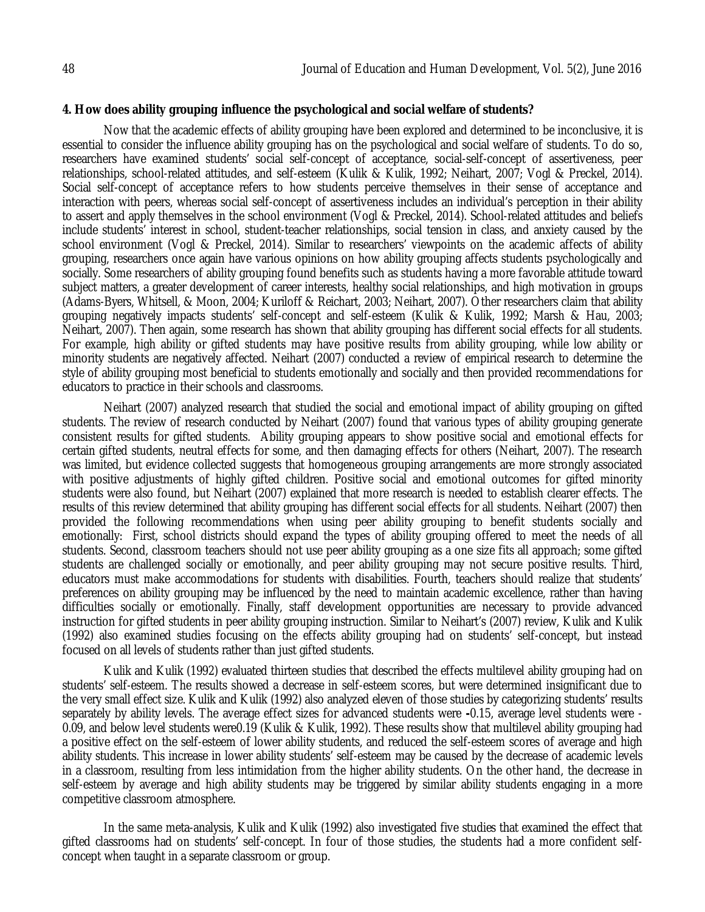**4. How does ability grouping influence the psychological and social welfare of students?**

Now that the academic effects of ability grouping have been explored and determined to be inconclusive, it is essential to consider the influence ability grouping has on the psychological and social welfare of students. To do so, researchers have examined students' social self-concept of acceptance, social-self-concept of assertiveness, peer relationships, school-related attitudes, and self-esteem (Kulik & Kulik, 1992; Neihart, 2007; Vogl & Preckel, 2014). Social self-concept of acceptance refers to how students perceive themselves in their sense of acceptance and interaction with peers, whereas social self-concept of assertiveness includes an individual's perception in their ability to assert and apply themselves in the school environment (Vogl & Preckel, 2014). School-related attitudes and beliefs include students' interest in school, student-teacher relationships, social tension in class, and anxiety caused by the school environment (Vogl & Preckel, 2014). Similar to researchers' viewpoints on the academic affects of ability grouping, researchers once again have various opinions on how ability grouping affects students psychologically and socially. Some researchers of ability grouping found benefits such as students having a more favorable attitude toward subject matters, a greater development of career interests, healthy social relationships, and high motivation in groups (Adams-Byers, Whitsell, & Moon, 2004; Kuriloff & Reichart, 2003; Neihart, 2007). Other researchers claim that ability grouping negatively impacts students' self-concept and self-esteem (Kulik & Kulik, 1992; Marsh & Hau, 2003; Neihart, 2007). Then again, some research has shown that ability grouping has different social effects for all students. For example, high ability or gifted students may have positive results from ability grouping, while low ability or minority students are negatively affected. Neihart (2007) conducted a review of empirical research to determine the style of ability grouping most beneficial to students emotionally and socially and then provided recommendations for educators to practice in their schools and classrooms.

Neihart (2007) analyzed research that studied the social and emotional impact of ability grouping on gifted students. The review of research conducted by Neihart (2007) found that various types of ability grouping generate consistent results for gifted students. Ability grouping appears to show positive social and emotional effects for certain gifted students, neutral effects for some, and then damaging effects for others (Neihart, 2007). The research was limited, but evidence collected suggests that homogeneous grouping arrangements are more strongly associated with positive adjustments of highly gifted children. Positive social and emotional outcomes for gifted minority students were also found, but Neihart (2007) explained that more research is needed to establish clearer effects. The results of this review determined that ability grouping has different social effects for all students. Neihart (2007) then provided the following recommendations when using peer ability grouping to benefit students socially and emotionally: First, school districts should expand the types of ability grouping offered to meet the needs of all students. Second, classroom teachers should not use peer ability grouping as a one size fits all approach; some gifted students are challenged socially or emotionally, and peer ability grouping may not secure positive results. Third, educators must make accommodations for students with disabilities. Fourth, teachers should realize that students' preferences on ability grouping may be influenced by the need to maintain academic excellence, rather than having difficulties socially or emotionally. Finally, staff development opportunities are necessary to provide advanced instruction for gifted students in peer ability grouping instruction. Similar to Neihart's (2007) review, Kulik and Kulik (1992) also examined studies focusing on the effects ability grouping had on students' self-concept, but instead focused on all levels of students rather than just gifted students.

Kulik and Kulik (1992) evaluated thirteen studies that described the effects multilevel ability grouping had on students' self-esteem. The results showed a decrease in self-esteem scores, but were determined insignificant due to the very small effect size. Kulik and Kulik (1992) also analyzed eleven of those studies by categorizing students' results separately by ability levels. The average effect sizes for advanced students were -0.15, average level students were -0.09, and below level students were0.19 (Kulik & Kulik, 1992). These results show that multilevel ability grouping had a positive effect on the self-esteem of lower ability students, and reduced the self-esteem scores of average and high ability students. This increase in lower ability students' self-esteem may be caused by the decrease of academic levels in a classroom, resulting from less intimidation from the higher ability students. On the other hand, the decrease in self-esteem by average and high ability students may be triggered by similar ability students engaging in a more competitive classroom atmosphere.

In the same meta-analysis, Kulik and Kulik (1992) also investigated five studies that examined the effect that gifted classrooms had on students' self-concept. In four of those studies, the students had a more confident self-concept when taught in a separate classroom or group.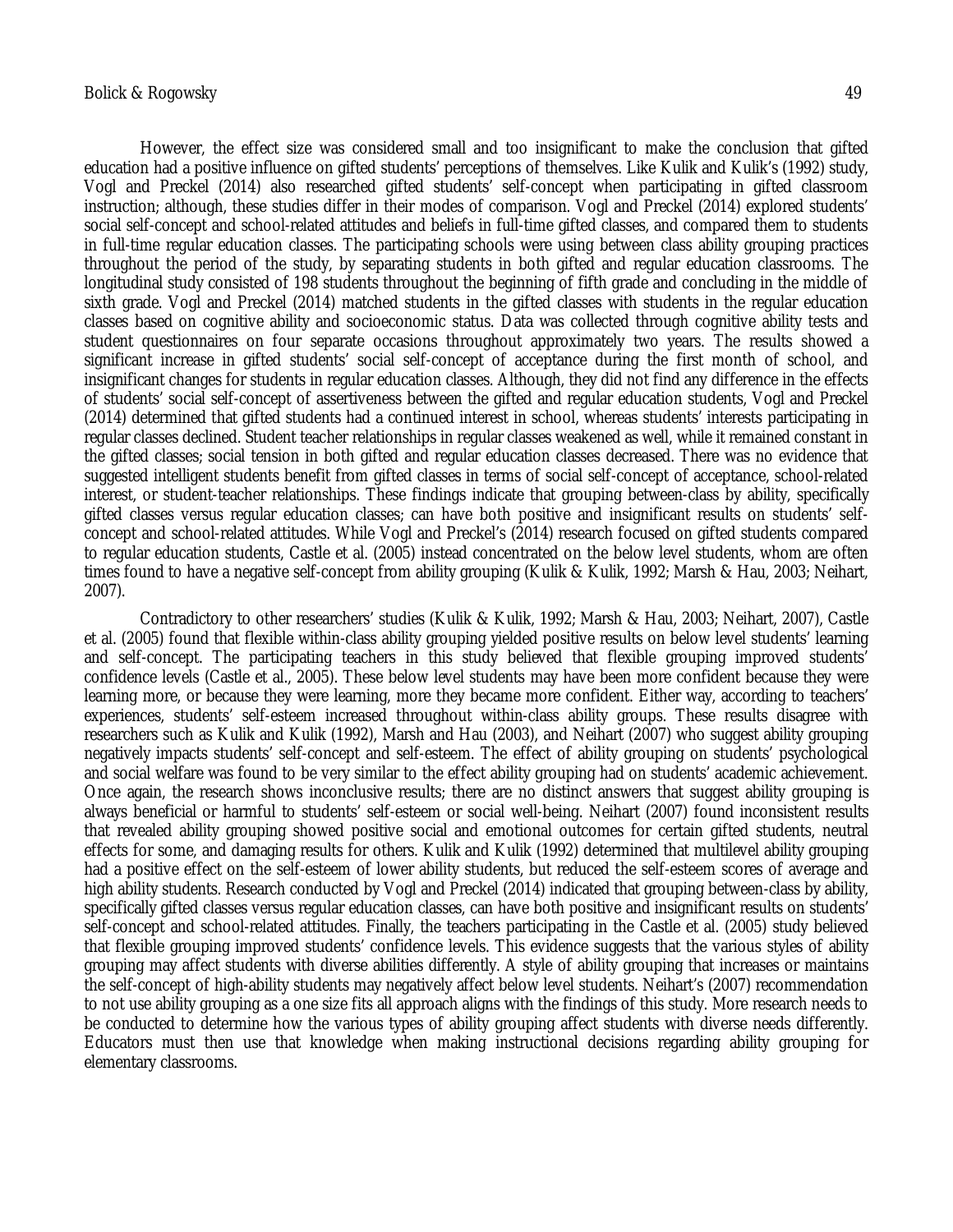However, the effect size was considered small and too insignificant to make the conclusion that gifted education had a positive influence on gifted students' perceptions of themselves. Like Kulik and Kulik's (1992) study, Vogl and Preckel (2014) also researched gifted students' self-concept when participating in gifted classroom instruction; although, these studies differ in their modes of comparison. Vogl and Preckel (2014) explored students' social self-concept and school-related attitudes and beliefs in full-time gifted classes, and compared them to students in full-time regular education classes. The participating schools were using between class ability grouping practices throughout the period of the study, by separating students in both gifted and regular education classrooms. The longitudinal study consisted of 198 students throughout the beginning of fifth grade and concluding in the middle of sixth grade. Vogl and Preckel (2014) matched students in the gifted classes with students in the regular education classes based on cognitive ability and socioeconomic status. Data was collected through cognitive ability tests and student questionnaires on four separate occasions throughout approximately two years. The results showed a significant increase in gifted students' social self-concept of acceptance during the first month of school, and insignificant changes for students in regular education classes. Although, they did not find any difference in the effects of students' social self-concept of assertiveness between the gifted and regular education students, Vogl and Preckel (2014) determined that gifted students had a continued interest in school, whereas students' interests participating in regular classes declined. Student teacher relationships in regular classes weakened as well, while it remained constant in the gifted classes; social tension in both gifted and regular education classes decreased. There was no evidence that suggested intelligent students benefit from gifted classes in terms of social self-concept of acceptance, school-related interest, or student-teacher relationships. These findings indicate that grouping between-class by ability, specifically gifted classes versus regular education classes; can have both positive and insignificant results on students' self-concept and school-related attitudes. While Vogl and Preckel's (2014) research focused on gifted students compared to regular education students, Castle et al. (2005) instead concentrated on the below level students, whom are often times found to have a negative self-concept from ability grouping (Kulik & Kulik, 1992; Marsh & Hau, 2003; Neihart, 2007).

Contradictory to other researchers' studies (Kulik & Kulik, 1992; Marsh & Hau, 2003; Neihart, 2007), Castle et al. (2005) found that flexible within-class ability grouping yielded positive results on below level students' learning and self-concept. The participating teachers in this study believed that flexible grouping improved students' confidence levels (Castle et al., 2005). These below level students may have been more confident because they were learning more, or because they were learning, more they became more confident. Either way, according to teachers' experiences, students' self-esteem increased throughout within-class ability groups. These results disagree with researchers such as Kulik and Kulik (1992), Marsh and Hau (2003), and Neihart (2007) who suggest ability grouping negatively impacts students' self-concept and self-esteem. The effect of ability grouping on students' psychological and social welfare was found to be very similar to the effect ability grouping had on students' academic achievement. Once again, the research shows inconclusive results; there are no distinct answers that suggest ability grouping is always beneficial or harmful to students' self-esteem or social well-being. Neihart (2007) found inconsistent results that revealed ability grouping showed positive social and emotional outcomes for certain gifted students, neutral effects for some, and damaging results for others. Kulik and Kulik (1992) determined that multilevel ability grouping had a positive effect on the self-esteem of lower ability students, but reduced the self-esteem scores of average and high ability students. Research conducted by Vogl and Preckel (2014) indicated that grouping between-class by ability, specifically gifted classes versus regular education classes, can have both positive and insignificant results on students' self-concept and school-related attitudes. Finally, the teachers participating in the Castle et al. (2005) study believed that flexible grouping improved students' confidence levels. This evidence suggests that the various styles of ability grouping may affect students with diverse abilities differently. A style of ability grouping that increases or maintains the self-concept of high-ability students may negatively affect below level students. Neihart's (2007) recommendation to not use ability grouping as a one size fits all approach aligns with the findings of this study. More research needs to be conducted to determine how the various types of ability grouping affect students with diverse needs differently. Educators must then use that knowledge when making instructional decisions regarding ability grouping for elementary classrooms.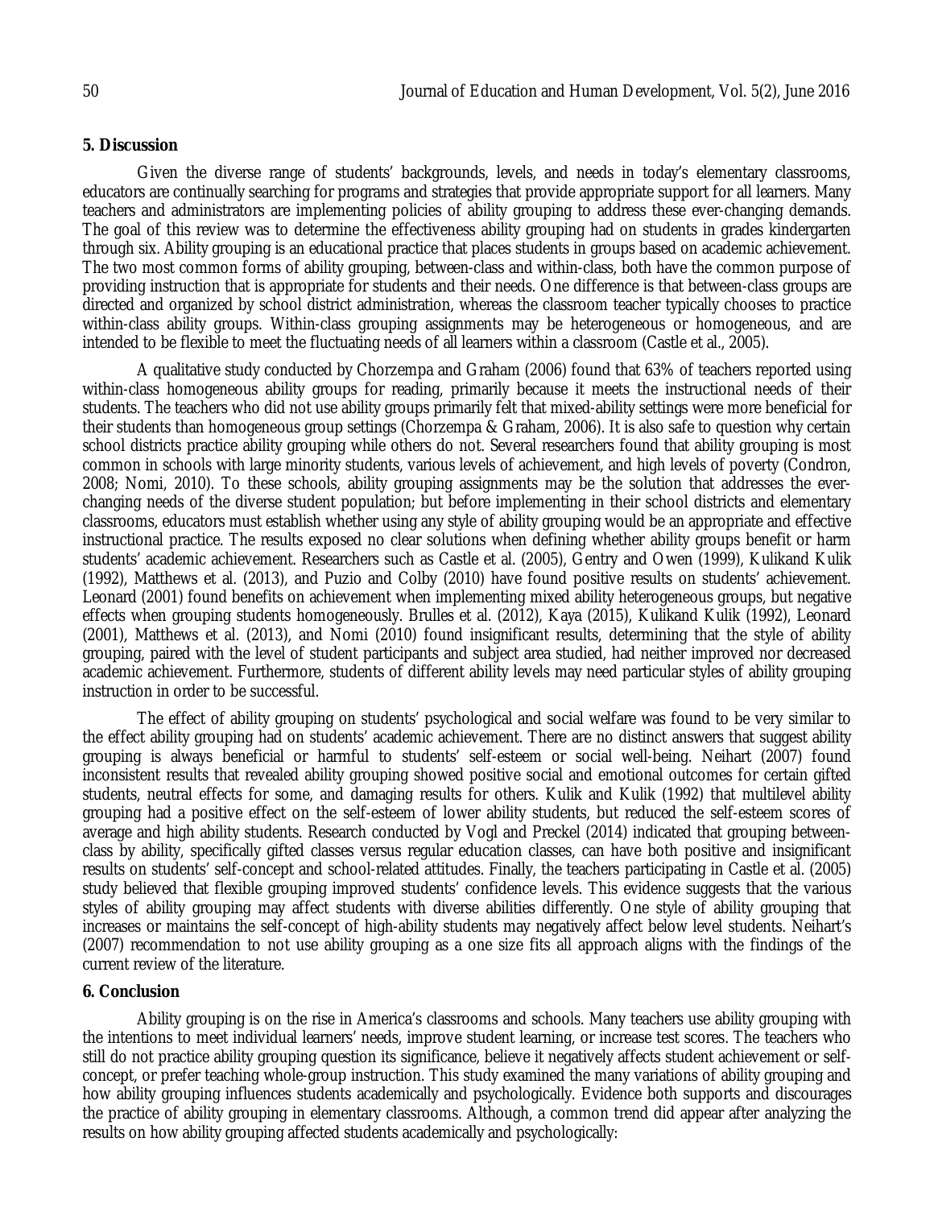## 5. Discussion

Given the diverse range of students' backgrounds, levels, and needs in today's elementary classrooms, educators are continually searching for programs and strategies that provide appropriate support for all learners. Many teachers and administrators are implementing policies of ability grouping to address these ever-changing demands. The goal of this review was to determine the effectiveness ability grouping had on students in grades kindergarten through six. Ability grouping is an educational practice that places students in groups based on academic achievement. The two most common forms of ability grouping, between-class and within-class, both have the common purpose of providing instruction that is appropriate for students and their needs. One difference is that between-class groups are directed and organized by school district administration, whereas the classroom teacher typically chooses to practice within-class ability groups. Within-class grouping assignments may be heterogeneous or homogeneous, and are intended to be flexible to meet the fluctuating needs of all learners within a classroom (Castle et al., 2005).

A qualitative study conducted by Chorzempa and Graham (2006) found that 63% of teachers reported using within-class homogeneous ability groups for reading, primarily because it meets the instructional needs of their students. The teachers who did not use ability groups primarily felt that mixed-ability settings were more beneficial for their students than homogeneous group settings (Chorzempa & Graham, 2006). It is also safe to question why certain school districts practice ability grouping while others do not. Several researchers found that ability grouping is most common in schools with large minority students, various levels of achievement, and high levels of poverty (Condron, 2008; Nomi, 2010). To these schools, ability grouping assignments may be the solution that addresses the ever-changing needs of the diverse student population; but before implementing in their school districts and elementary classrooms, educators must establish whether using any style of ability grouping would be an appropriate and effective instructional practice. The results exposed no clear solutions when defining whether ability groups benefit or harm students' academic achievement. Researchers such as Castle et al. (2005), Gentry and Owen (1999), Kulikand Kulik (1992), Matthews et al. (2013), and Puzio and Colby (2010) have found positive results on students' achievement. Leonard (2001) found benefits on achievement when implementing mixed ability heterogeneous groups, but negative effects when grouping students homogeneously. Brulles et al. (2012), Kaya (2015), Kulikand Kulik (1992), Leonard (2001), Matthews et al. (2013), and Nomi (2010) found insignificant results, determining that the style of ability grouping, paired with the level of student participants and subject area studied, had neither improved nor decreased academic achievement. Furthermore, students of different ability levels may need particular styles of ability grouping instruction in order to be successful.

The effect of ability grouping on students' psychological and social welfare was found to be very similar to the effect ability grouping had on students' academic achievement. There are no distinct answers that suggest ability grouping is always beneficial or harmful to students' self-esteem or social well-being. Neihart (2007) found inconsistent results that revealed ability grouping showed positive social and emotional outcomes for certain gifted students, neutral effects for some, and damaging results for others. Kulik and Kulik (1992) that multilevel ability grouping had a positive effect on the self-esteem of lower ability students, but reduced the self-esteem scores of average and high ability students. Research conducted by Vogl and Preckel (2014) indicated that grouping between-class by ability, specifically gifted classes versus regular education classes, can have both positive and insignificant results on students' self-concept and school-related attitudes. Finally, the teachers participating in Castle et al. (2005) study believed that flexible grouping improved students' confidence levels. This evidence suggests that the various styles of ability grouping may affect students with diverse abilities differently. One style of ability grouping that increases or maintains the self-concept of high-ability students may negatively affect below level students. Neihart's (2007) recommendation to not use ability grouping as a one size fits all approach aligns with the findings of the current review of the literature.

## 6. Conclusion

Ability grouping is on the rise in America's classrooms and schools. Many teachers use ability grouping with the intentions to meet individual learners' needs, improve student learning, or increase test scores. The teachers who still do not practice ability grouping question its significance, believe it negatively affects student achievement or self-concept, or prefer teaching whole-group instruction. This study examined the many variations of ability grouping and how ability grouping influences students academically and psychologically. Evidence both supports and discourages the practice of ability grouping in elementary classrooms. Although, a common trend did appear after analyzing the results on how ability grouping affected students academically and psychologically: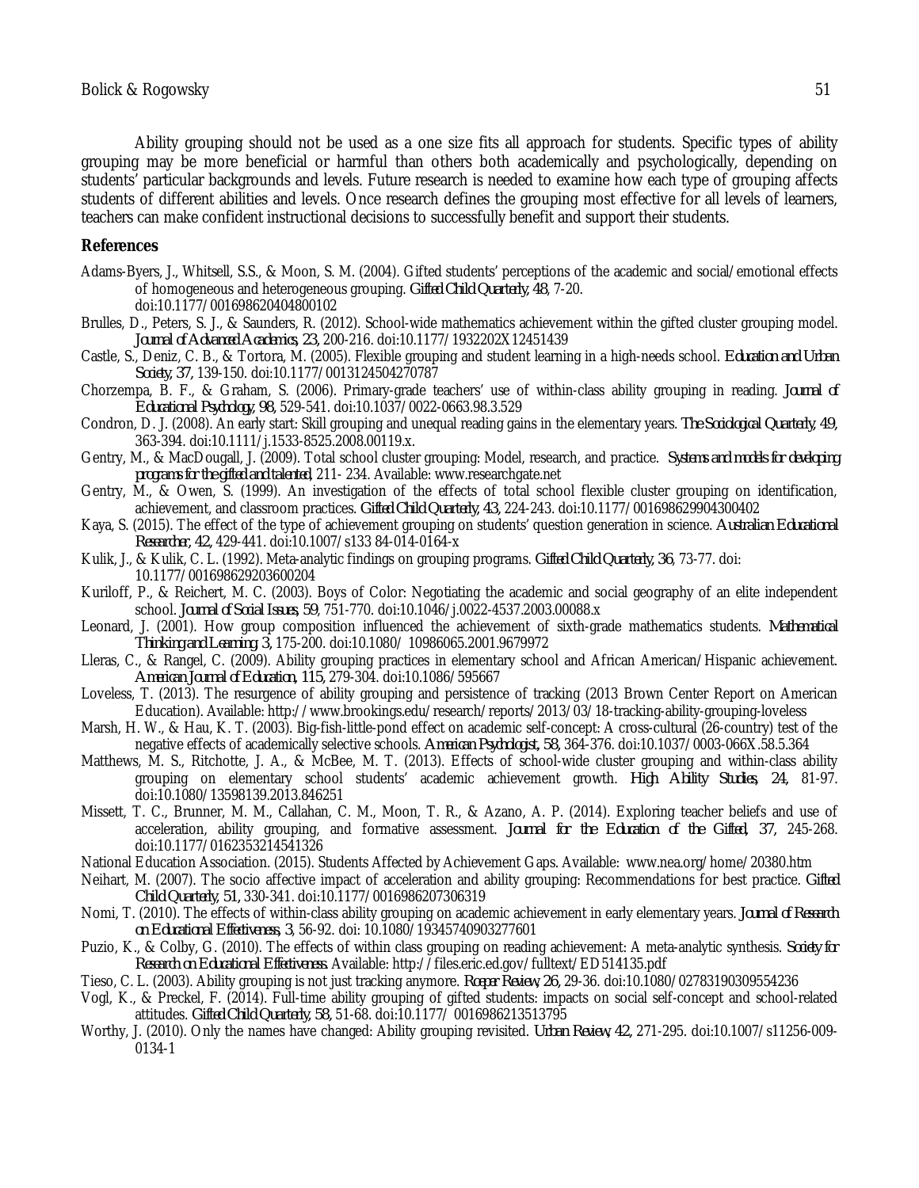Ability grouping should not be used as a one size fits all approach for students. Specific types of ability grouping may be more beneficial or harmful than others both academically and psychologically, depending on students' particular backgrounds and levels. Future research is needed to examine how each type of grouping affects students of different abilities and levels. Once research defines the grouping most effective for all levels of learners, teachers can make confident instructional decisions to successfully benefit and support their students.

## References

Adams-Byers, J., Whitsell, S.S., & Moon, S. M. (2004). Gifted students' perceptions of the academic and social/emotional effects of homogeneous and heterogeneous grouping. *Gifted Child Quarterly, 48*, 7-20. doi:10.1177/001698620404800102

Brulles, D., Peters, S. J., & Saunders, R. (2012). School-wide mathematics achievement within the gifted cluster grouping model. *Journal of Advanced Academics, 23*, 200-216. doi:10.1177/1932202X12451439

Castle, S., Deniz, C. B., & Tortora, M. (2005). Flexible grouping and student learning in a high-needs school. *Education and Urban Society, 37*, 139-150. doi:10.1177/0013124504270787

Chorzempa, B. F., & Graham, S. (2006). Primary-grade teachers' use of within-class ability grouping in reading. *Journal of Educational Psychology, 98*, 529-541. doi:10.1037/0022-0663.98.3.529

Condron, D. J. (2008). An early start: Skill grouping and unequal reading gains in the elementary years. *The Sociological Quarterly, 49*, 363-394. doi:10.1111/j.1533-8525.2008.00119.x.

Gentry, M., & MacDougall, J. (2009). Total school cluster grouping: Model, research, and practice. *Systems and models for developing programs for the gifted and talented*, 211- 234. Available: www.researchgate.net

Gentry, M., & Owen, S. (1999). An investigation of the effects of total school flexible cluster grouping on identification, achievement, and classroom practices. *Gifted Child Quarterly, 43*, 224-243. doi:10.1177/001698629904300402

Kaya, S. (2015). The effect of the type of achievement grouping on students' question generation in science. *Australian Educational Researcher, 42*, 429-441. doi:10.1007/s133 84-014-0164-x

Kulik, J., & Kulik, C. L. (1992). Meta-analytic findings on grouping programs. *Gifted Child Quarterly, 36*, 73-77. doi: 10.1177/001698629203600204

Kuriloff, P., & Reichert, M. C. (2003). Boys of Color: Negotiating the academic and social geography of an elite independent school. *Journal of Social Issues, 59*, 751-770. doi:10.1046/j.0022-4537.2003.00088.x

Leonard, J. (2001). How group composition influenced the achievement of sixth-grade mathematics students. *Mathematical Thinking and Learning, 3*, 175-200. doi:10.1080/ 10986065.2001.9679972

Lleras, C., & Rangel, C. (2009). Ability grouping practices in elementary school and African American/Hispanic achievement. *American Journal of Education, 115*, 279-304. doi:10.1086/595667

Loveless, T. (2013). The resurgence of ability grouping and persistence of tracking (2013 Brown Center Report on American Education). Available: http://www.brookings.edu/research/reports/2013/03/18-tracking-ability-grouping-loveless

Marsh, H. W., & Hau, K. T. (2003). Big-fish-little-pond effect on academic self-concept: A cross-cultural (26-country) test of the negative effects of academically selective schools. *American Psychologist, 58*, 364-376. doi:10.1037/0003-066X.58.5.364

Matthews, M. S., Ritchotte, J. A., & McBee, M. T. (2013). Effects of school-wide cluster grouping and within-class ability grouping on elementary school students' academic achievement growth. *High Ability Studies, 24*, 81-97. doi:10.1080/13598139.2013.846251

Missett, T. C., Brunner, M. M., Callahan, C. M., Moon, T. R., & Azano, A. P. (2014). Exploring teacher beliefs and use of acceleration, ability grouping, and formative assessment. *Journal for the Education of the Gifted, 37*, 245-268. doi:10.1177/0162353214541326

National Education Association. (2015). Students Affected by Achievement Gaps. Available: www.nea.org/home/20380.htm

Neihart, M. (2007). The socio affective impact of acceleration and ability grouping: Recommendations for best practice. *Gifted Child Quarterly, 51*, 330-341. doi:10.1177/0016986207306319

Nomi, T. (2010). The effects of within-class ability grouping on academic achievement in early elementary years. *Journal of Research on Educational Effectiveness, 3*, 56-92. doi: 10.1080/19345740903277601

Puzio, K., & Colby, G. (2010). The effects of within class grouping on reading achievement: A meta-analytic synthesis. *Society for Research on Educational Effectiveness.* Available: http://files.eric.ed.gov/fulltext/ED514135.pdf

Tieso, C. L. (2003). Ability grouping is not just tracking anymore. *Roeper Review, 26*, 29-36. doi:10.1080/02783190309554236

Vogl, K., & Preckel, F. (2014). Full-time ability grouping of gifted students: impacts on social self-concept and school-related attitudes. *Gifted Child Quarterly, 58*, 51-68. doi:10.1177/ 0016986213513795

Worthy, J. (2010). Only the names have changed: Ability grouping revisited. *Urban Review, 42*, 271-295. doi:10.1007/s11256-009-0134-1